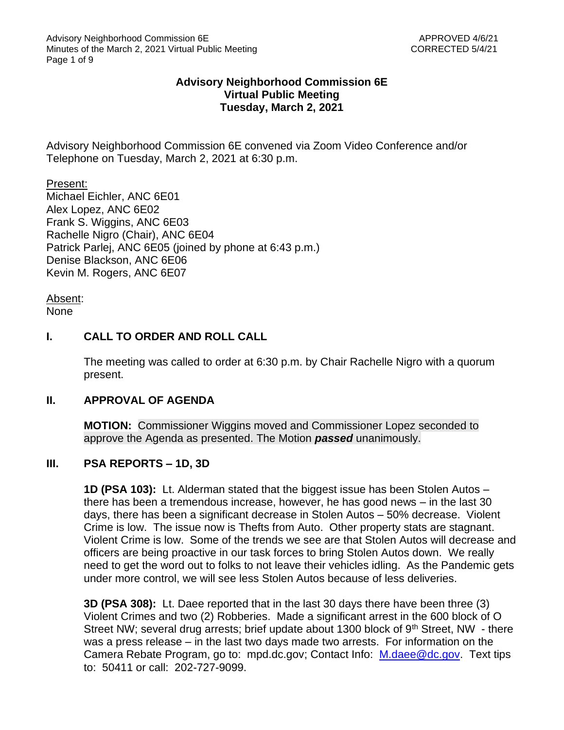# Advisory Neighborhood Commission 6E
## Virtual Public Meeting
## Tuesday, March 2, 2021

Advisory Neighborhood Commission 6E convened via Zoom Video Conference and/or Telephone on Tuesday, March 2, 2021 at 6:30 p.m.

Present:
Michael Eichler, ANC 6E01
Alex Lopez, ANC 6E02
Frank S. Wiggins, ANC 6E03
Rachelle Nigro (Chair), ANC 6E04
Patrick Parlej, ANC 6E05 (joined by phone at 6:43 p.m.)
Denise Blackson, ANC 6E06
Kevin M. Rogers, ANC 6E07

Absent:
None

## I. CALL TO ORDER AND ROLL CALL

The meeting was called to order at 6:30 p.m. by Chair Rachelle Nigro with a quorum present.

## II. APPROVAL OF AGENDA

**MOTION:** Commissioner Wiggins moved and Commissioner Lopez seconded to approve the Agenda as presented. The Motion ***passed*** unanimously.

## III. PSA REPORTS – 1D, 3D

**1D (PSA 103):** Lt. Alderman stated that the biggest issue has been Stolen Autos – there has been a tremendous increase, however, he has good news – in the last 30 days, there has been a significant decrease in Stolen Autos – 50% decrease. Violent Crime is low. The issue now is Thefts from Auto. Other property stats are stagnant. Violent Crime is low. Some of the trends we see are that Stolen Autos will decrease and officers are being proactive in our task forces to bring Stolen Autos down. We really need to get the word out to folks to not leave their vehicles idling. As the Pandemic gets under more control, we will see less Stolen Autos because of less deliveries.

**3D (PSA 308):** Lt. Daee reported that in the last 30 days there have been three (3) Violent Crimes and two (2) Robberies. Made a significant arrest in the 600 block of O Street NW; several drug arrests; brief update about 1300 block of 9th Street, NW - there was a press release – in the last two days made two arrests. For information on the Camera Rebate Program, go to: mpd.dc.gov; Contact Info: M.daee@dc.gov. Text tips to: 50411 or call: 202-727-9099.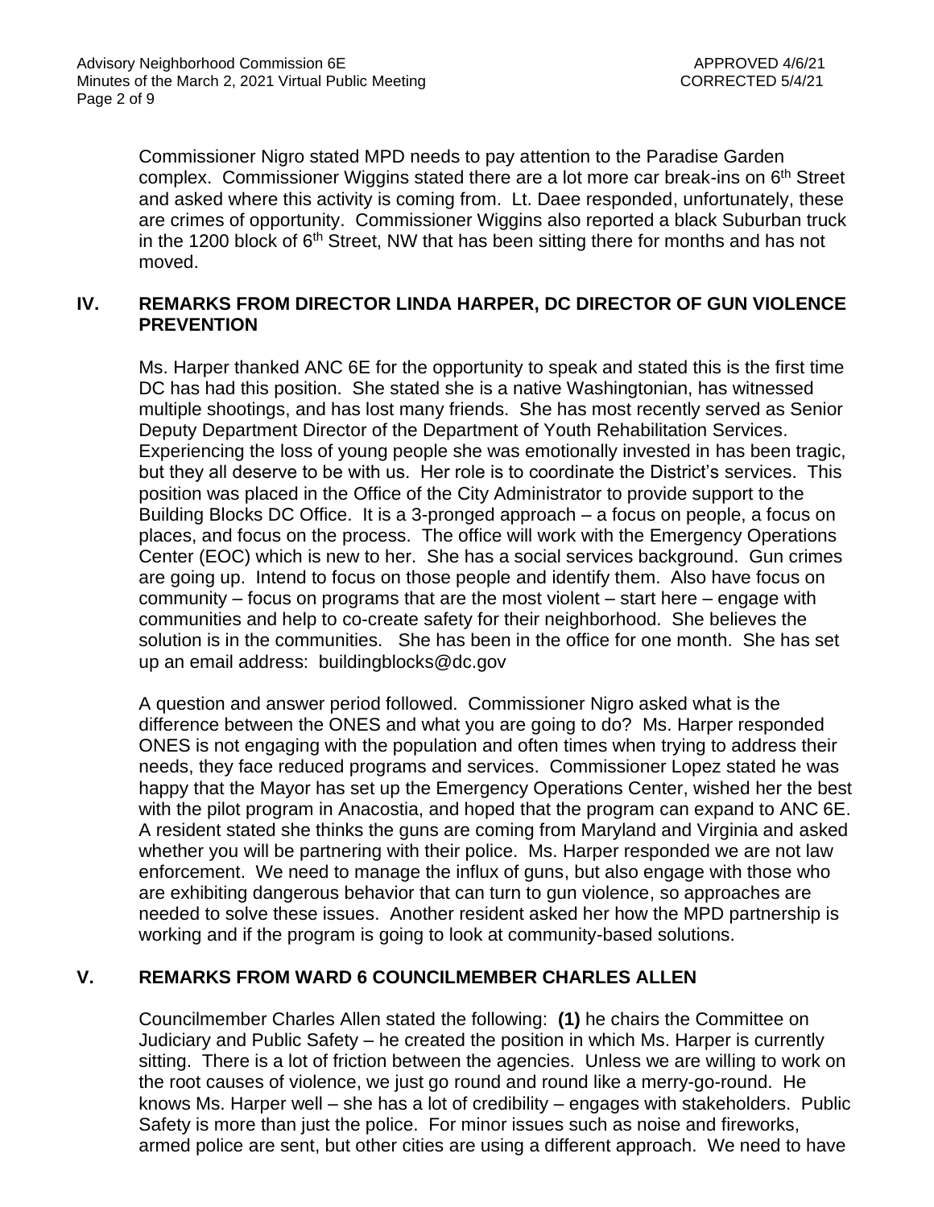Commissioner Nigro stated MPD needs to pay attention to the Paradise Garden complex. Commissioner Wiggins stated there are a lot more car break-ins on 6th Street and asked where this activity is coming from. Lt. Daee responded, unfortunately, these are crimes of opportunity. Commissioner Wiggins also reported a black Suburban truck in the 1200 block of 6th Street, NW that has been sitting there for months and has not moved.

## IV. REMARKS FROM DIRECTOR LINDA HARPER, DC DIRECTOR OF GUN VIOLENCE PREVENTION

Ms. Harper thanked ANC 6E for the opportunity to speak and stated this is the first time DC has had this position. She stated she is a native Washingtonian, has witnessed multiple shootings, and has lost many friends. She has most recently served as Senior Deputy Department Director of the Department of Youth Rehabilitation Services. Experiencing the loss of young people she was emotionally invested in has been tragic, but they all deserve to be with us. Her role is to coordinate the District's services. This position was placed in the Office of the City Administrator to provide support to the Building Blocks DC Office. It is a 3-pronged approach – a focus on people, a focus on places, and focus on the process. The office will work with the Emergency Operations Center (EOC) which is new to her. She has a social services background. Gun crimes are going up. Intend to focus on those people and identify them. Also have focus on community – focus on programs that are the most violent – start here – engage with communities and help to co-create safety for their neighborhood. She believes the solution is in the communities. She has been in the office for one month. She has set up an email address: buildingblocks@dc.gov

A question and answer period followed. Commissioner Nigro asked what is the difference between the ONES and what you are going to do? Ms. Harper responded ONES is not engaging with the population and often times when trying to address their needs, they face reduced programs and services. Commissioner Lopez stated he was happy that the Mayor has set up the Emergency Operations Center, wished her the best with the pilot program in Anacostia, and hoped that the program can expand to ANC 6E. A resident stated she thinks the guns are coming from Maryland and Virginia and asked whether you will be partnering with their police. Ms. Harper responded we are not law enforcement. We need to manage the influx of guns, but also engage with those who are exhibiting dangerous behavior that can turn to gun violence, so approaches are needed to solve these issues. Another resident asked her how the MPD partnership is working and if the program is going to look at community-based solutions.

## V. REMARKS FROM WARD 6 COUNCILMEMBER CHARLES ALLEN

Councilmember Charles Allen stated the following: **(1)** he chairs the Committee on Judiciary and Public Safety – he created the position in which Ms. Harper is currently sitting. There is a lot of friction between the agencies. Unless we are willing to work on the root causes of violence, we just go round and round like a merry-go-round. He knows Ms. Harper well – she has a lot of credibility – engages with stakeholders. Public Safety is more than just the police. For minor issues such as noise and fireworks, armed police are sent, but other cities are using a different approach. We need to have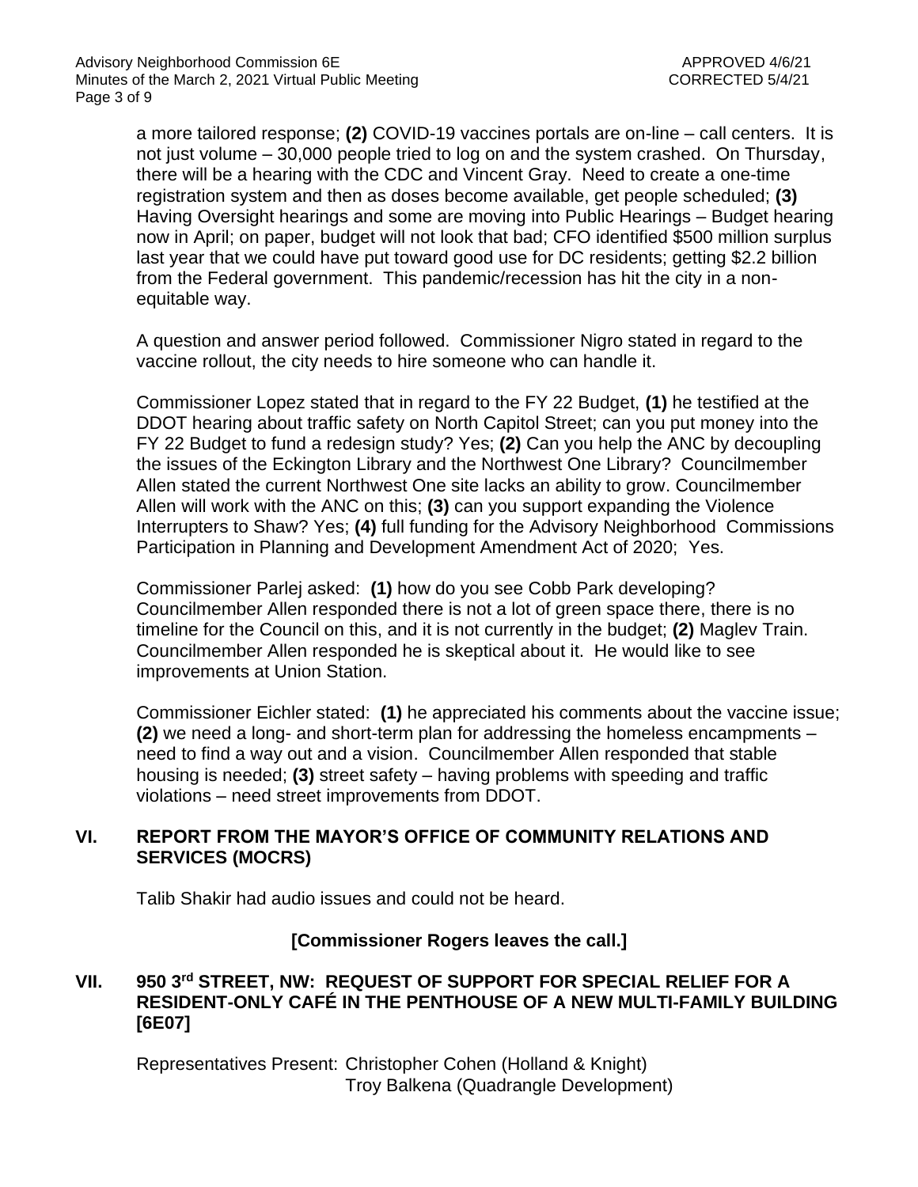a more tailored response; **(2)** COVID-19 vaccines portals are on-line – call centers. It is not just volume – 30,000 people tried to log on and the system crashed. On Thursday, there will be a hearing with the CDC and Vincent Gray. Need to create a one-time registration system and then as doses become available, get people scheduled; **(3)** Having Oversight hearings and some are moving into Public Hearings – Budget hearing now in April; on paper, budget will not look that bad; CFO identified $500 million surplus last year that we could have put toward good use for DC residents; getting $2.2 billion from the Federal government. This pandemic/recession has hit the city in a non-equitable way.

A question and answer period followed. Commissioner Nigro stated in regard to the vaccine rollout, the city needs to hire someone who can handle it.

Commissioner Lopez stated that in regard to the FY 22 Budget, **(1)** he testified at the DDOT hearing about traffic safety on North Capitol Street; can you put money into the FY 22 Budget to fund a redesign study? Yes; **(2)** Can you help the ANC by decoupling the issues of the Eckington Library and the Northwest One Library? Councilmember Allen stated the current Northwest One site lacks an ability to grow. Councilmember Allen will work with the ANC on this; **(3)** can you support expanding the Violence Interrupters to Shaw? Yes; **(4)** full funding for the Advisory Neighborhood Commissions Participation in Planning and Development Amendment Act of 2020; Yes.

Commissioner Parlej asked: **(1)** how do you see Cobb Park developing? Councilmember Allen responded there is not a lot of green space there, there is no timeline for the Council on this, and it is not currently in the budget; **(2)** Maglev Train. Councilmember Allen responded he is skeptical about it. He would like to see improvements at Union Station.

Commissioner Eichler stated: **(1)** he appreciated his comments about the vaccine issue; **(2)** we need a long- and short-term plan for addressing the homeless encampments – need to find a way out and a vision. Councilmember Allen responded that stable housing is needed; **(3)** street safety – having problems with speeding and traffic violations – need street improvements from DDOT.

## VI. REPORT FROM THE MAYOR'S OFFICE OF COMMUNITY RELATIONS AND SERVICES (MOCRS)

Talib Shakir had audio issues and could not be heard.

**[Commissioner Rogers leaves the call.]**

## VII. 950 3rd STREET, NW: REQUEST OF SUPPORT FOR SPECIAL RELIEF FOR A RESIDENT-ONLY CAFÉ IN THE PENTHOUSE OF A NEW MULTI-FAMILY BUILDING [6E07]

Representatives Present: Christopher Cohen (Holland & Knight)
Troy Balkena (Quadrangle Development)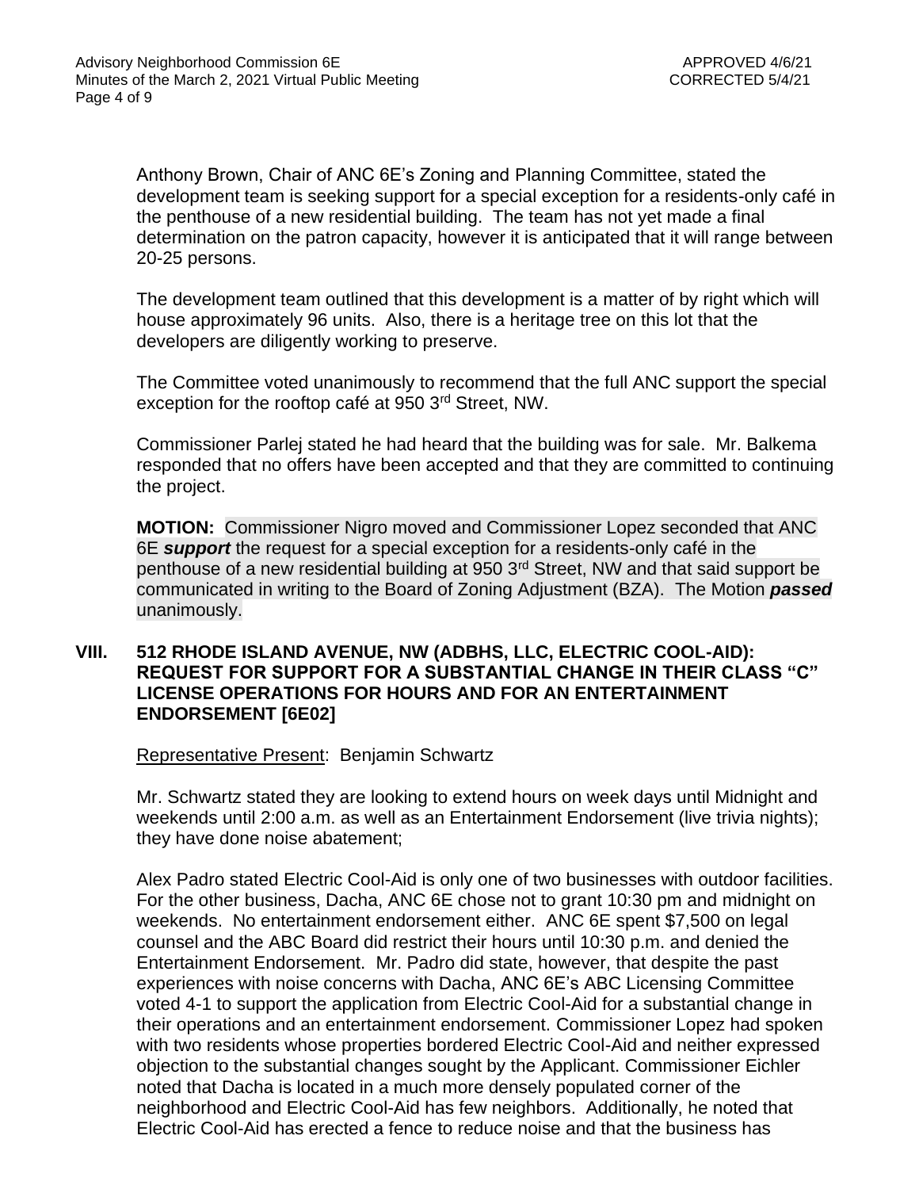Anthony Brown, Chair of ANC 6E's Zoning and Planning Committee, stated the development team is seeking support for a special exception for a residents-only café in the penthouse of a new residential building. The team has not yet made a final determination on the patron capacity, however it is anticipated that it will range between 20-25 persons.

The development team outlined that this development is a matter of by right which will house approximately 96 units. Also, there is a heritage tree on this lot that the developers are diligently working to preserve.

The Committee voted unanimously to recommend that the full ANC support the special exception for the rooftop café at 950 3rd Street, NW.

Commissioner Parlej stated he had heard that the building was for sale. Mr. Balkema responded that no offers have been accepted and that they are committed to continuing the project.

**MOTION:** Commissioner Nigro moved and Commissioner Lopez seconded that ANC 6E ***support*** the request for a special exception for a residents-only café in the penthouse of a new residential building at 950 3rd Street, NW and that said support be communicated in writing to the Board of Zoning Adjustment (BZA). The Motion ***passed*** unanimously.

## VIII. 512 RHODE ISLAND AVENUE, NW (ADBHS, LLC, ELECTRIC COOL-AID): REQUEST FOR SUPPORT FOR A SUBSTANTIAL CHANGE IN THEIR CLASS "C" LICENSE OPERATIONS FOR HOURS AND FOR AN ENTERTAINMENT ENDORSEMENT [6E02]

Representative Present: Benjamin Schwartz

Mr. Schwartz stated they are looking to extend hours on week days until Midnight and weekends until 2:00 a.m. as well as an Entertainment Endorsement (live trivia nights); they have done noise abatement;

Alex Padro stated Electric Cool-Aid is only one of two businesses with outdoor facilities. For the other business, Dacha, ANC 6E chose not to grant 10:30 pm and midnight on weekends. No entertainment endorsement either. ANC 6E spent $7,500 on legal counsel and the ABC Board did restrict their hours until 10:30 p.m. and denied the Entertainment Endorsement. Mr. Padro did state, however, that despite the past experiences with noise concerns with Dacha, ANC 6E's ABC Licensing Committee voted 4-1 to support the application from Electric Cool-Aid for a substantial change in their operations and an entertainment endorsement. Commissioner Lopez had spoken with two residents whose properties bordered Electric Cool-Aid and neither expressed objection to the substantial changes sought by the Applicant. Commissioner Eichler noted that Dacha is located in a much more densely populated corner of the neighborhood and Electric Cool-Aid has few neighbors. Additionally, he noted that Electric Cool-Aid has erected a fence to reduce noise and that the business has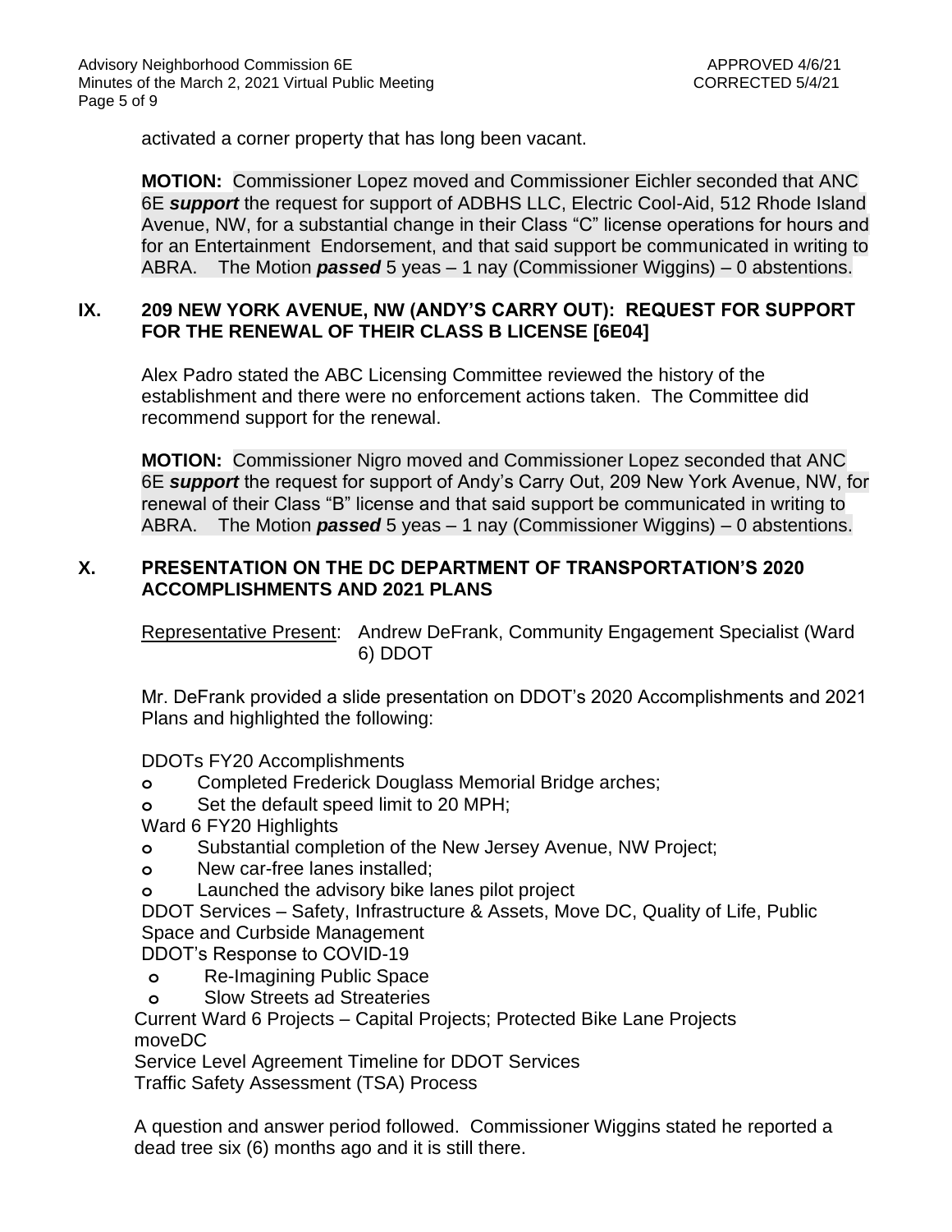activated a corner property that has long been vacant.

**MOTION:** Commissioner Lopez moved and Commissioner Eichler seconded that ANC 6E ***support*** the request for support of ADBHS LLC, Electric Cool-Aid, 512 Rhode Island Avenue, NW, for a substantial change in their Class "C" license operations for hours and for an Entertainment Endorsement, and that said support be communicated in writing to ABRA. The Motion ***passed*** 5 yeas – 1 nay (Commissioner Wiggins) – 0 abstentions.

## IX. 209 NEW YORK AVENUE, NW (ANDY'S CARRY OUT): REQUEST FOR SUPPORT FOR THE RENEWAL OF THEIR CLASS B LICENSE [6E04]

Alex Padro stated the ABC Licensing Committee reviewed the history of the establishment and there were no enforcement actions taken. The Committee did recommend support for the renewal.

**MOTION:** Commissioner Nigro moved and Commissioner Lopez seconded that ANC 6E ***support*** the request for support of Andy's Carry Out, 209 New York Avenue, NW, for renewal of their Class "B" license and that said support be communicated in writing to ABRA. The Motion ***passed*** 5 yeas – 1 nay (Commissioner Wiggins) – 0 abstentions.

## X. PRESENTATION ON THE DC DEPARTMENT OF TRANSPORTATION'S 2020 ACCOMPLISHMENTS AND 2021 PLANS

Representative Present: Andrew DeFrank, Community Engagement Specialist (Ward 6) DDOT

Mr. DeFrank provided a slide presentation on DDOT's 2020 Accomplishments and 2021 Plans and highlighted the following:

DDOTs FY20 Accomplishments
- Completed Frederick Douglass Memorial Bridge arches;
- Set the default speed limit to 20 MPH;

Ward 6 FY20 Highlights
- Substantial completion of the New Jersey Avenue, NW Project;
- New car-free lanes installed;
- Launched the advisory bike lanes pilot project

DDOT Services – Safety, Infrastructure & Assets, Move DC, Quality of Life, Public Space and Curbside Management

DDOT's Response to COVID-19
- Re-Imagining Public Space
- Slow Streets ad Streateries

Current Ward 6 Projects – Capital Projects; Protected Bike Lane Projects

moveDC

Service Level Agreement Timeline for DDOT Services

Traffic Safety Assessment (TSA) Process

A question and answer period followed. Commissioner Wiggins stated he reported a dead tree six (6) months ago and it is still there.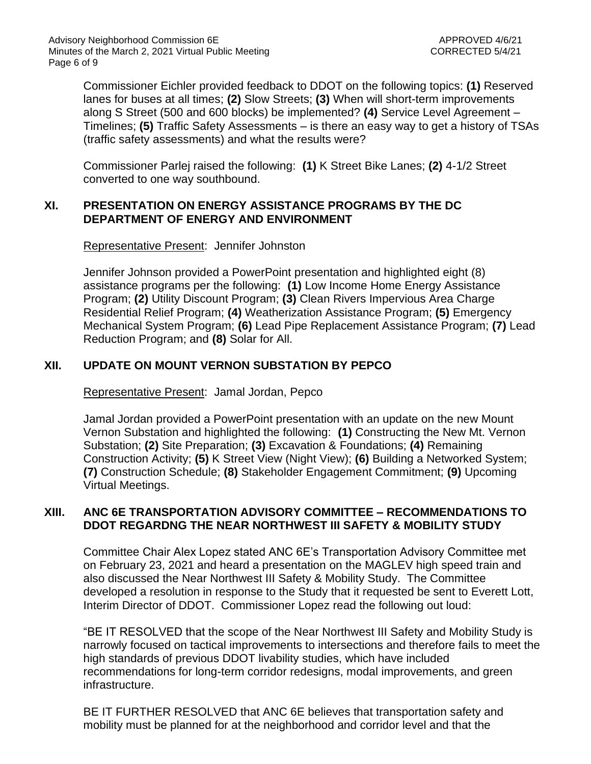Commissioner Eichler provided feedback to DDOT on the following topics: **(1)** Reserved lanes for buses at all times; **(2)** Slow Streets; **(3)** When will short-term improvements along S Street (500 and 600 blocks) be implemented? **(4)** Service Level Agreement – Timelines; **(5)** Traffic Safety Assessments – is there an easy way to get a history of TSAs (traffic safety assessments) and what the results were?

Commissioner Parlej raised the following: **(1)** K Street Bike Lanes; **(2)** 4-1/2 Street converted to one way southbound.

## XI. PRESENTATION ON ENERGY ASSISTANCE PROGRAMS BY THE DC DEPARTMENT OF ENERGY AND ENVIRONMENT

Representative Present: Jennifer Johnston

Jennifer Johnson provided a PowerPoint presentation and highlighted eight (8) assistance programs per the following: **(1)** Low Income Home Energy Assistance Program; **(2)** Utility Discount Program; **(3)** Clean Rivers Impervious Area Charge Residential Relief Program; **(4)** Weatherization Assistance Program; **(5)** Emergency Mechanical System Program; **(6)** Lead Pipe Replacement Assistance Program; **(7)** Lead Reduction Program; and **(8)** Solar for All.

## XII. UPDATE ON MOUNT VERNON SUBSTATION BY PEPCO

Representative Present: Jamal Jordan, Pepco

Jamal Jordan provided a PowerPoint presentation with an update on the new Mount Vernon Substation and highlighted the following: **(1)** Constructing the New Mt. Vernon Substation; **(2)** Site Preparation; **(3)** Excavation & Foundations; **(4)** Remaining Construction Activity; **(5)** K Street View (Night View); **(6)** Building a Networked System; **(7)** Construction Schedule; **(8)** Stakeholder Engagement Commitment; **(9)** Upcoming Virtual Meetings.

## XIII. ANC 6E TRANSPORTATION ADVISORY COMMITTEE – RECOMMENDATIONS TO DDOT REGARDNG THE NEAR NORTHWEST III SAFETY & MOBILITY STUDY

Committee Chair Alex Lopez stated ANC 6E's Transportation Advisory Committee met on February 23, 2021 and heard a presentation on the MAGLEV high speed train and also discussed the Near Northwest III Safety & Mobility Study. The Committee developed a resolution in response to the Study that it requested be sent to Everett Lott, Interim Director of DDOT. Commissioner Lopez read the following out loud:

"BE IT RESOLVED that the scope of the Near Northwest III Safety and Mobility Study is narrowly focused on tactical improvements to intersections and therefore fails to meet the high standards of previous DDOT livability studies, which have included recommendations for long-term corridor redesigns, modal improvements, and green infrastructure.

BE IT FURTHER RESOLVED that ANC 6E believes that transportation safety and mobility must be planned for at the neighborhood and corridor level and that the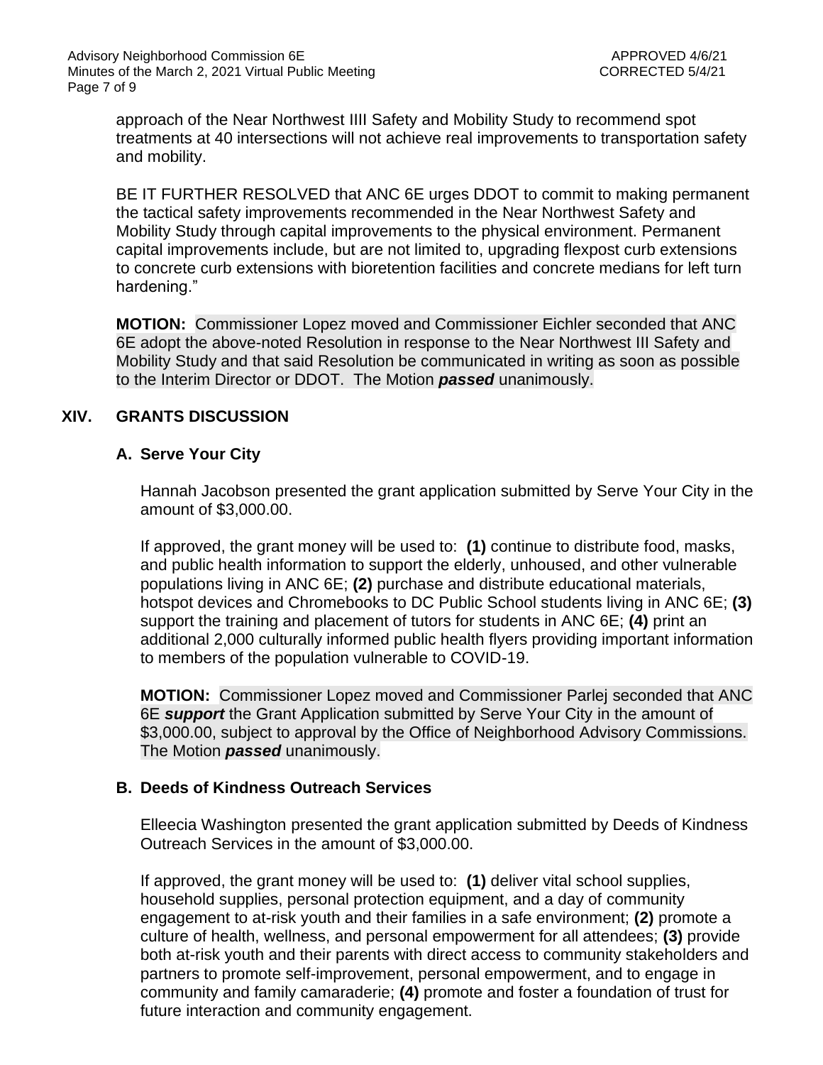approach of the Near Northwest IIII Safety and Mobility Study to recommend spot treatments at 40 intersections will not achieve real improvements to transportation safety and mobility.

BE IT FURTHER RESOLVED that ANC 6E urges DDOT to commit to making permanent the tactical safety improvements recommended in the Near Northwest Safety and Mobility Study through capital improvements to the physical environment. Permanent capital improvements include, but are not limited to, upgrading flexpost curb extensions to concrete curb extensions with bioretention facilities and concrete medians for left turn hardening."

**MOTION:** Commissioner Lopez moved and Commissioner Eichler seconded that ANC 6E adopt the above-noted Resolution in response to the Near Northwest III Safety and Mobility Study and that said Resolution be communicated in writing as soon as possible to the Interim Director or DDOT. The Motion ***passed*** unanimously.

## XIV. GRANTS DISCUSSION

### A. Serve Your City

Hannah Jacobson presented the grant application submitted by Serve Your City in the amount of $3,000.00.

If approved, the grant money will be used to: **(1)** continue to distribute food, masks, and public health information to support the elderly, unhoused, and other vulnerable populations living in ANC 6E; **(2)** purchase and distribute educational materials, hotspot devices and Chromebooks to DC Public School students living in ANC 6E; **(3)** support the training and placement of tutors for students in ANC 6E; **(4)** print an additional 2,000 culturally informed public health flyers providing important information to members of the population vulnerable to COVID-19.

**MOTION:** Commissioner Lopez moved and Commissioner Parlej seconded that ANC 6E ***support*** the Grant Application submitted by Serve Your City in the amount of $3,000.00, subject to approval by the Office of Neighborhood Advisory Commissions. The Motion ***passed*** unanimously.

### B. Deeds of Kindness Outreach Services

Elleecia Washington presented the grant application submitted by Deeds of Kindness Outreach Services in the amount of $3,000.00.

If approved, the grant money will be used to: **(1)** deliver vital school supplies, household supplies, personal protection equipment, and a day of community engagement to at-risk youth and their families in a safe environment; **(2)** promote a culture of health, wellness, and personal empowerment for all attendees; **(3)** provide both at-risk youth and their parents with direct access to community stakeholders and partners to promote self-improvement, personal empowerment, and to engage in community and family camaraderie; **(4)** promote and foster a foundation of trust for future interaction and community engagement.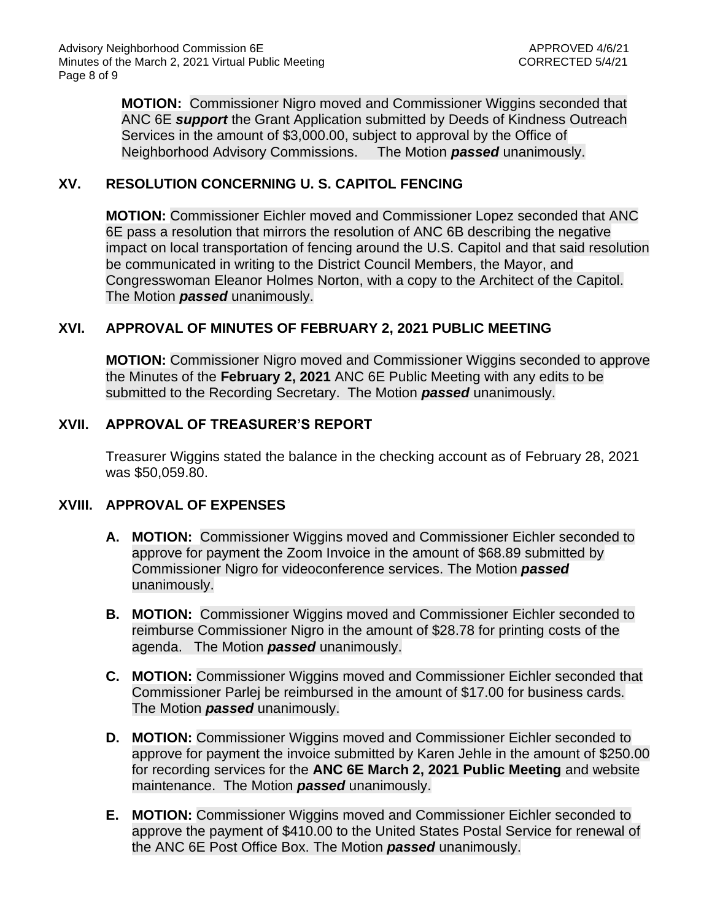**MOTION:** Commissioner Nigro moved and Commissioner Wiggins seconded that ANC 6E ***support*** the Grant Application submitted by Deeds of Kindness Outreach Services in the amount of $3,000.00, subject to approval by the Office of Neighborhood Advisory Commissions. The Motion ***passed*** unanimously.

## XV. RESOLUTION CONCERNING U. S. CAPITOL FENCING

**MOTION:** Commissioner Eichler moved and Commissioner Lopez seconded that ANC 6E pass a resolution that mirrors the resolution of ANC 6B describing the negative impact on local transportation of fencing around the U.S. Capitol and that said resolution be communicated in writing to the District Council Members, the Mayor, and Congresswoman Eleanor Holmes Norton, with a copy to the Architect of the Capitol. The Motion ***passed*** unanimously.

## XVI. APPROVAL OF MINUTES OF FEBRUARY 2, 2021 PUBLIC MEETING

**MOTION:** Commissioner Nigro moved and Commissioner Wiggins seconded to approve the Minutes of the **February 2, 2021** ANC 6E Public Meeting with any edits to be submitted to the Recording Secretary. The Motion ***passed*** unanimously.

## XVII. APPROVAL OF TREASURER'S REPORT

Treasurer Wiggins stated the balance in the checking account as of February 28, 2021 was $50,059.80.

## XVIII. APPROVAL OF EXPENSES

**A. MOTION:** Commissioner Wiggins moved and Commissioner Eichler seconded to approve for payment the Zoom Invoice in the amount of $68.89 submitted by Commissioner Nigro for videoconference services. The Motion ***passed*** unanimously.

**B. MOTION:** Commissioner Wiggins moved and Commissioner Eichler seconded to reimburse Commissioner Nigro in the amount of $28.78 for printing costs of the agenda. The Motion ***passed*** unanimously.

**C. MOTION:** Commissioner Wiggins moved and Commissioner Eichler seconded that Commissioner Parlej be reimbursed in the amount of $17.00 for business cards. The Motion ***passed*** unanimously.

**D. MOTION:** Commissioner Wiggins moved and Commissioner Eichler seconded to approve for payment the invoice submitted by Karen Jehle in the amount of $250.00 for recording services for the **ANC 6E March 2, 2021 Public Meeting** and website maintenance. The Motion ***passed*** unanimously.

**E. MOTION:** Commissioner Wiggins moved and Commissioner Eichler seconded to approve the payment of $410.00 to the United States Postal Service for renewal of the ANC 6E Post Office Box. The Motion ***passed*** unanimously.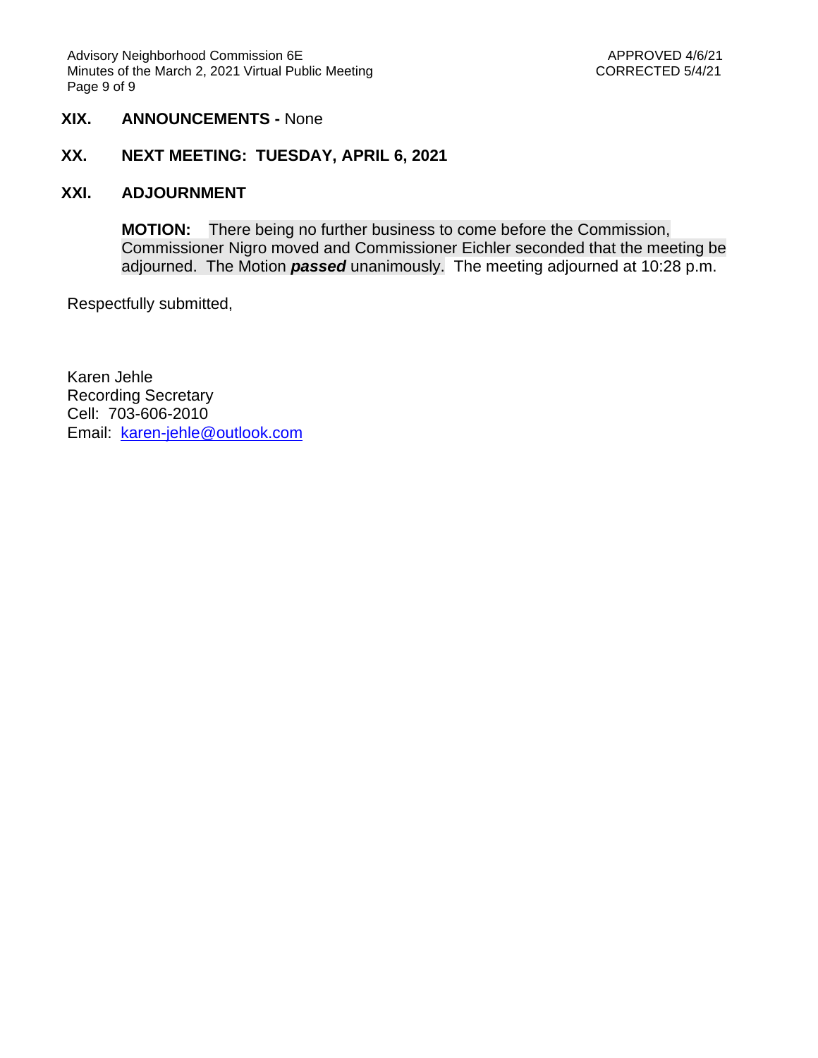## XIX. ANNOUNCEMENTS - None

## XX. NEXT MEETING: TUESDAY, APRIL 6, 2021

## XXI. ADJOURNMENT

**MOTION:** There being no further business to come before the Commission, Commissioner Nigro moved and Commissioner Eichler seconded that the meeting be adjourned. The Motion ***passed*** unanimously. The meeting adjourned at 10:28 p.m.

Respectfully submitted,

Karen Jehle
Recording Secretary
Cell: 703-606-2010
Email: karen-jehle@outlook.com